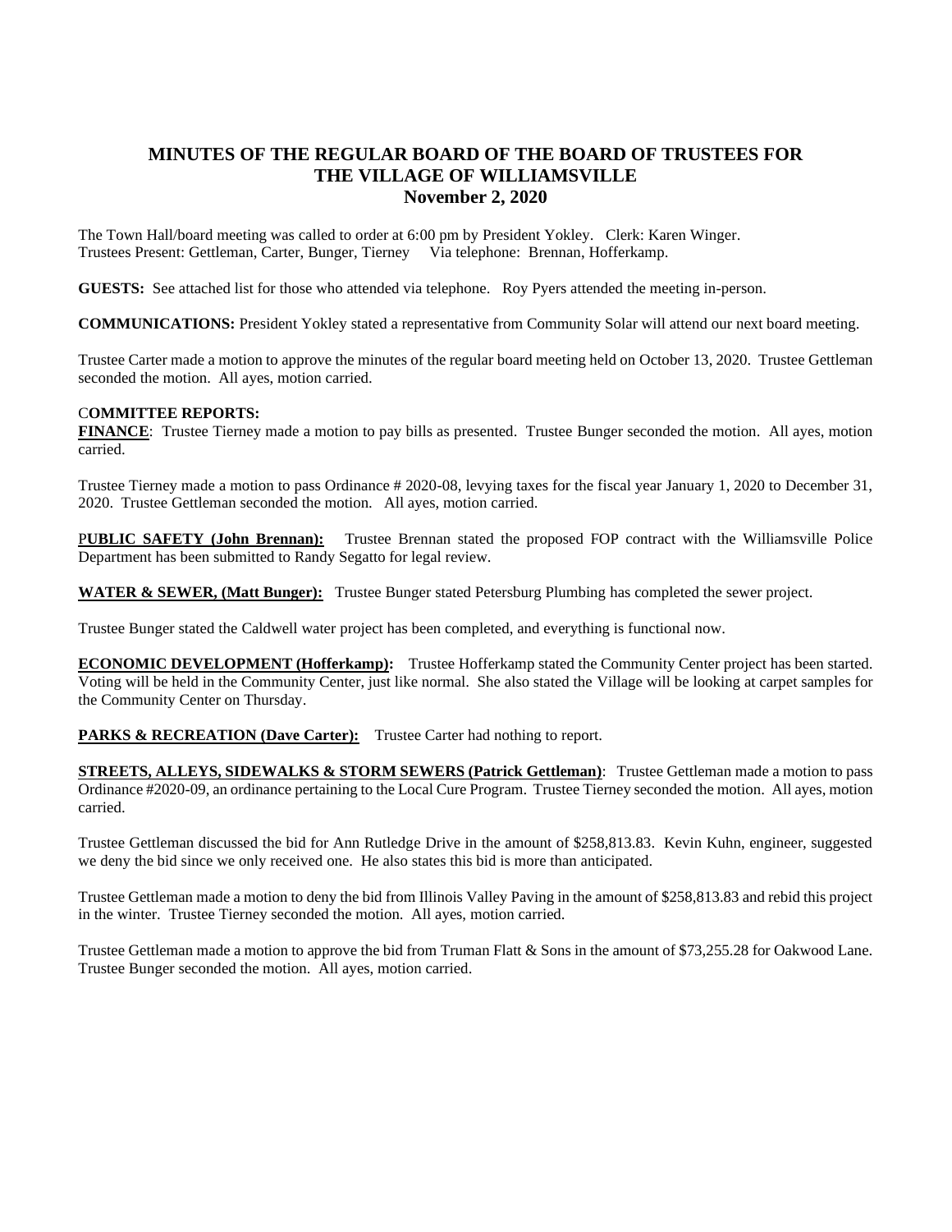# MINUTES OF THE REGULAR BOARD OF THE BOARD OF TRUSTEES FOR THE VILLAGE OF WILLIAMSVILLE
## November 2, 2020

The Town Hall/board meeting was called to order at 6:00 pm by President Yokley. Clerk: Karen Winger.
Trustees Present: Gettleman, Carter, Bunger, Tierney Via telephone: Brennan, Hofferkamp.

**GUESTS:** See attached list for those who attended via telephone. Roy Pyers attended the meeting in-person.

**COMMUNICATIONS:** President Yokley stated a representative from Community Solar will attend our next board meeting.

Trustee Carter made a motion to approve the minutes of the regular board meeting held on October 13, 2020. Trustee Gettleman seconded the motion. All ayes, motion carried.

**COMMITTEE REPORTS:**

**FINANCE**: Trustee Tierney made a motion to pay bills as presented. Trustee Bunger seconded the motion. All ayes, motion carried.

Trustee Tierney made a motion to pass Ordinance # 2020-08, levying taxes for the fiscal year January 1, 2020 to December 31, 2020. Trustee Gettleman seconded the motion. All ayes, motion carried.

**PUBLIC SAFETY (John Brennan):** Trustee Brennan stated the proposed FOP contract with the Williamsville Police Department has been submitted to Randy Segatto for legal review.

**WATER & SEWER, (Matt Bunger):** Trustee Bunger stated Petersburg Plumbing has completed the sewer project.

Trustee Bunger stated the Caldwell water project has been completed, and everything is functional now.

**ECONOMIC DEVELOPMENT (Hofferkamp):** Trustee Hofferkamp stated the Community Center project has been started. Voting will be held in the Community Center, just like normal. She also stated the Village will be looking at carpet samples for the Community Center on Thursday.

**PARKS & RECREATION (Dave Carter):** Trustee Carter had nothing to report.

**STREETS, ALLEYS, SIDEWALKS & STORM SEWERS (Patrick Gettleman)**: Trustee Gettleman made a motion to pass Ordinance #2020-09, an ordinance pertaining to the Local Cure Program. Trustee Tierney seconded the motion. All ayes, motion carried.

Trustee Gettleman discussed the bid for Ann Rutledge Drive in the amount of $258,813.83. Kevin Kuhn, engineer, suggested we deny the bid since we only received one. He also states this bid is more than anticipated.

Trustee Gettleman made a motion to deny the bid from Illinois Valley Paving in the amount of $258,813.83 and rebid this project in the winter. Trustee Tierney seconded the motion. All ayes, motion carried.

Trustee Gettleman made a motion to approve the bid from Truman Flatt & Sons in the amount of $73,255.28 for Oakwood Lane. Trustee Bunger seconded the motion. All ayes, motion carried.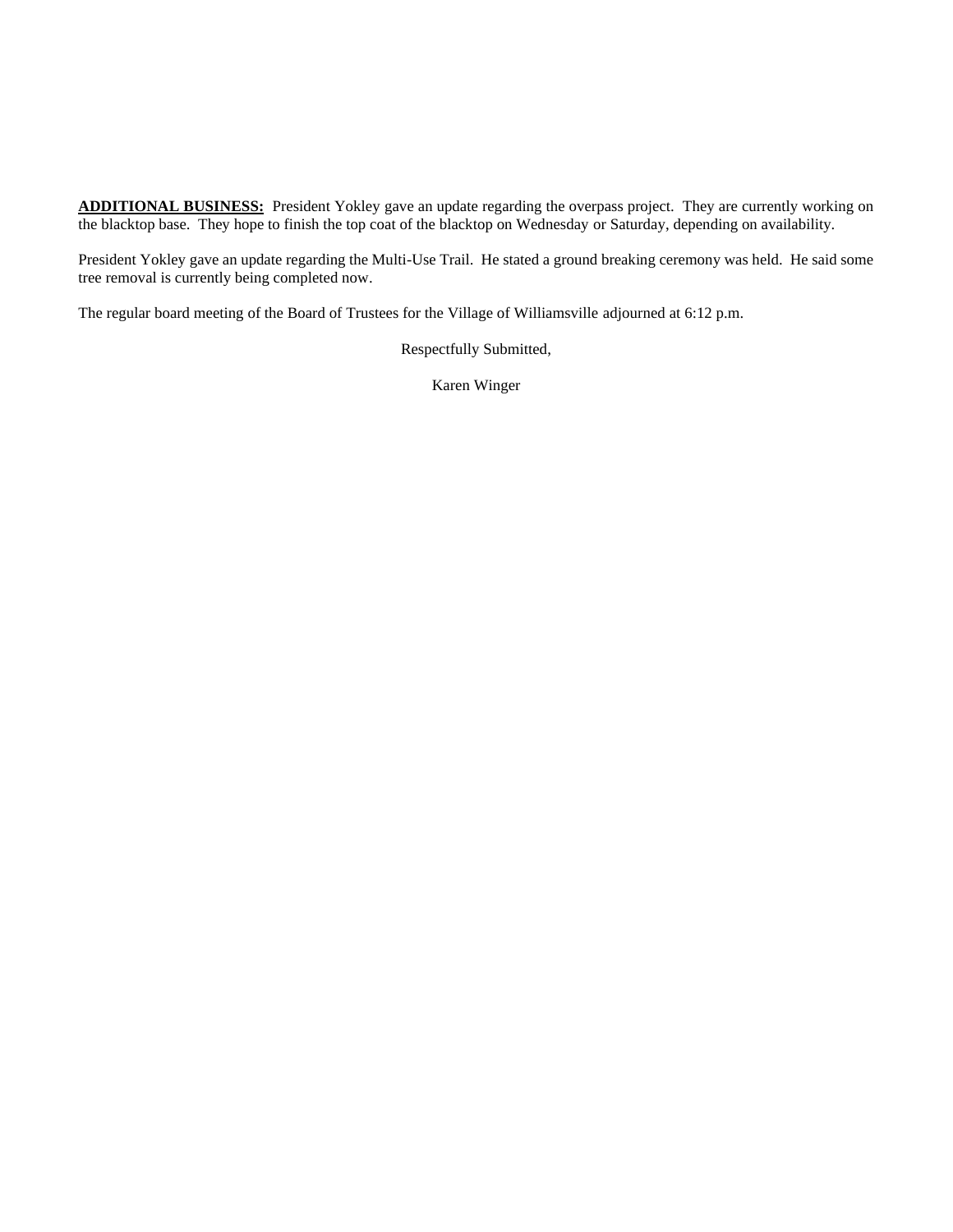**ADDITIONAL BUSINESS:** President Yokley gave an update regarding the overpass project. They are currently working on the blacktop base. They hope to finish the top coat of the blacktop on Wednesday or Saturday, depending on availability.

President Yokley gave an update regarding the Multi-Use Trail. He stated a ground breaking ceremony was held. He said some tree removal is currently being completed now.

The regular board meeting of the Board of Trustees for the Village of Williamsville adjourned at 6:12 p.m.

Respectfully Submitted,

Karen Winger